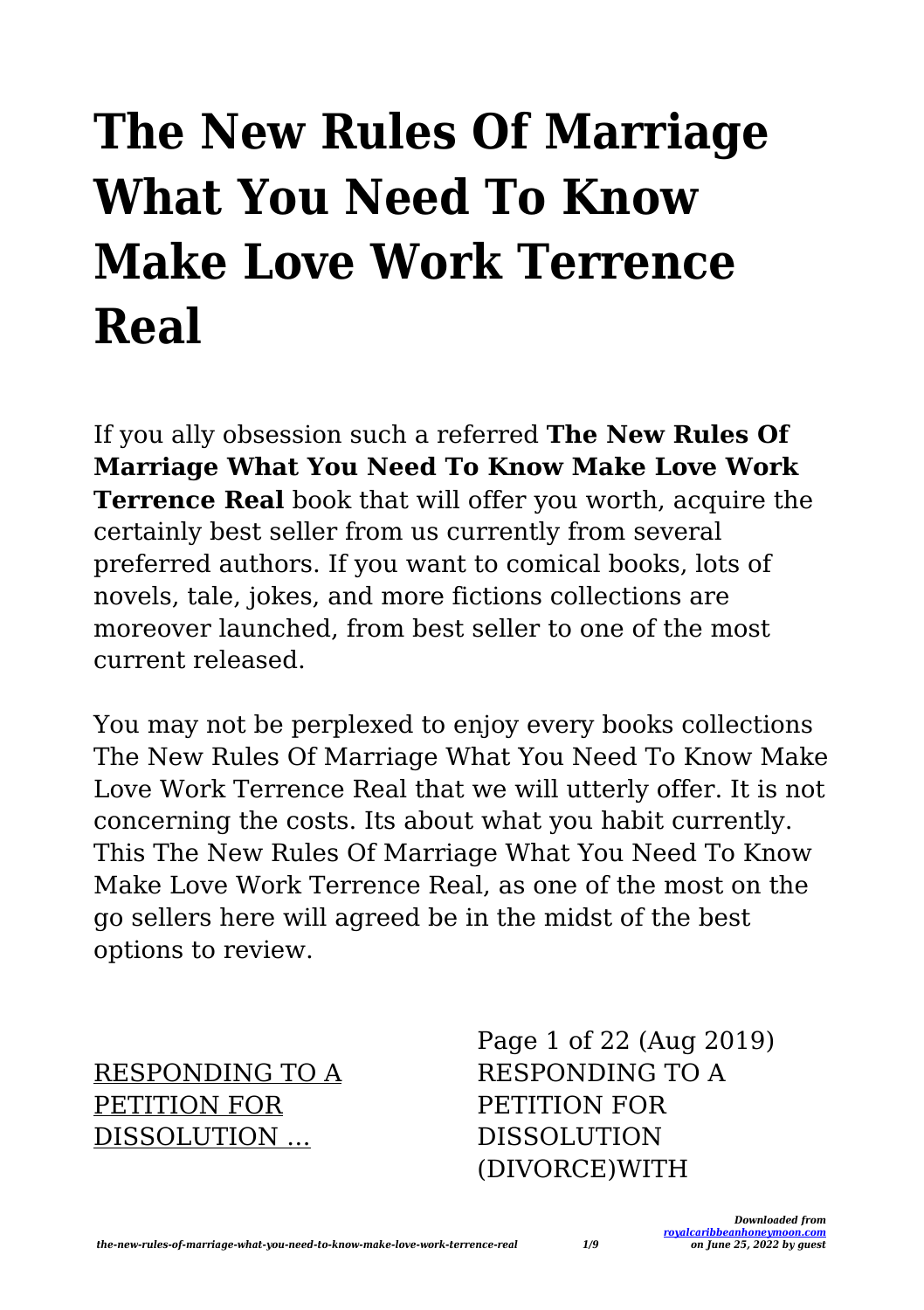# The New Rules Of Marriage What You Need To Know Make Love Work Terrence Real

If you ally obsession such a referred **The New Rules Of Marriage What You Need To Know Make Love Work Terrence Real** book that will offer you worth, acquire the certainly best seller from us currently from several preferred authors. If you want to comical books, lots of novels, tale, jokes, and more fictions collections are moreover launched, from best seller to one of the most current released.

You may not be perplexed to enjoy every books collections The New Rules Of Marriage What You Need To Know Make Love Work Terrence Real that we will utterly offer. It is not concerning the costs. Its about what you habit currently. This The New Rules Of Marriage What You Need To Know Make Love Work Terrence Real, as one of the most on the go sellers here will agreed be in the midst of the best options to review.

RESPONDING TO A PETITION FOR DISSOLUTION ...

Page 1 of 22 (Aug 2019) RESPONDING TO A PETITION FOR DISSOLUTION (DIVORCE)WITH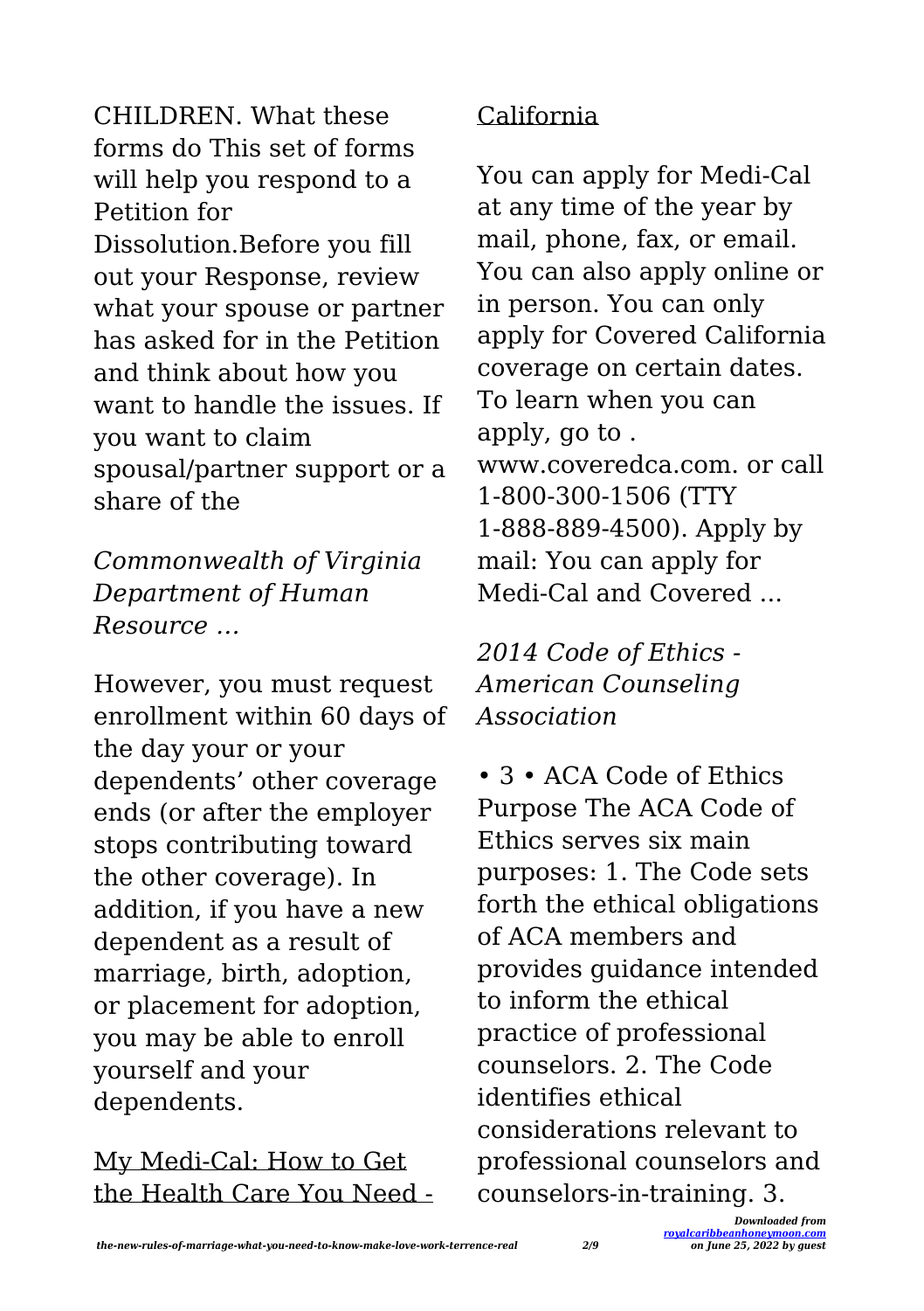CHILDREN. What these forms do This set of forms will help you respond to a Petition for Dissolution.Before you fill out your Response, review what your spouse or partner has asked for in the Petition and think about how you want to handle the issues. If you want to claim spousal/partner support or a share of the

*Commonwealth of Virginia Department of Human Resource …*

However, you must request enrollment within 60 days of the day your or your dependents' other coverage ends (or after the employer stops contributing toward the other coverage). In addition, if you have a new dependent as a result of marriage, birth, adoption, or placement for adoption, you may be able to enroll yourself and your dependents.

My Medi-Cal: How to Get the Health Care You Need - California

You can apply for Medi-Cal at any time of the year by mail, phone, fax, or email. You can also apply online or in person. You can only apply for Covered California coverage on certain dates. To learn when you can apply, go to . www.coveredca.com. or call 1-800-300-1506 (TTY 1-888-889-4500). Apply by mail: You can apply for Medi-Cal and Covered ...

*2014 Code of Ethics - American Counseling Association*

• 3 • ACA Code of Ethics Purpose The ACA Code of Ethics serves six main purposes: 1. The Code sets forth the ethical obligations of ACA members and provides guidance intended to inform the ethical practice of professional counselors. 2. The Code identifies ethical considerations relevant to professional counselors and counselors-in-training. 3.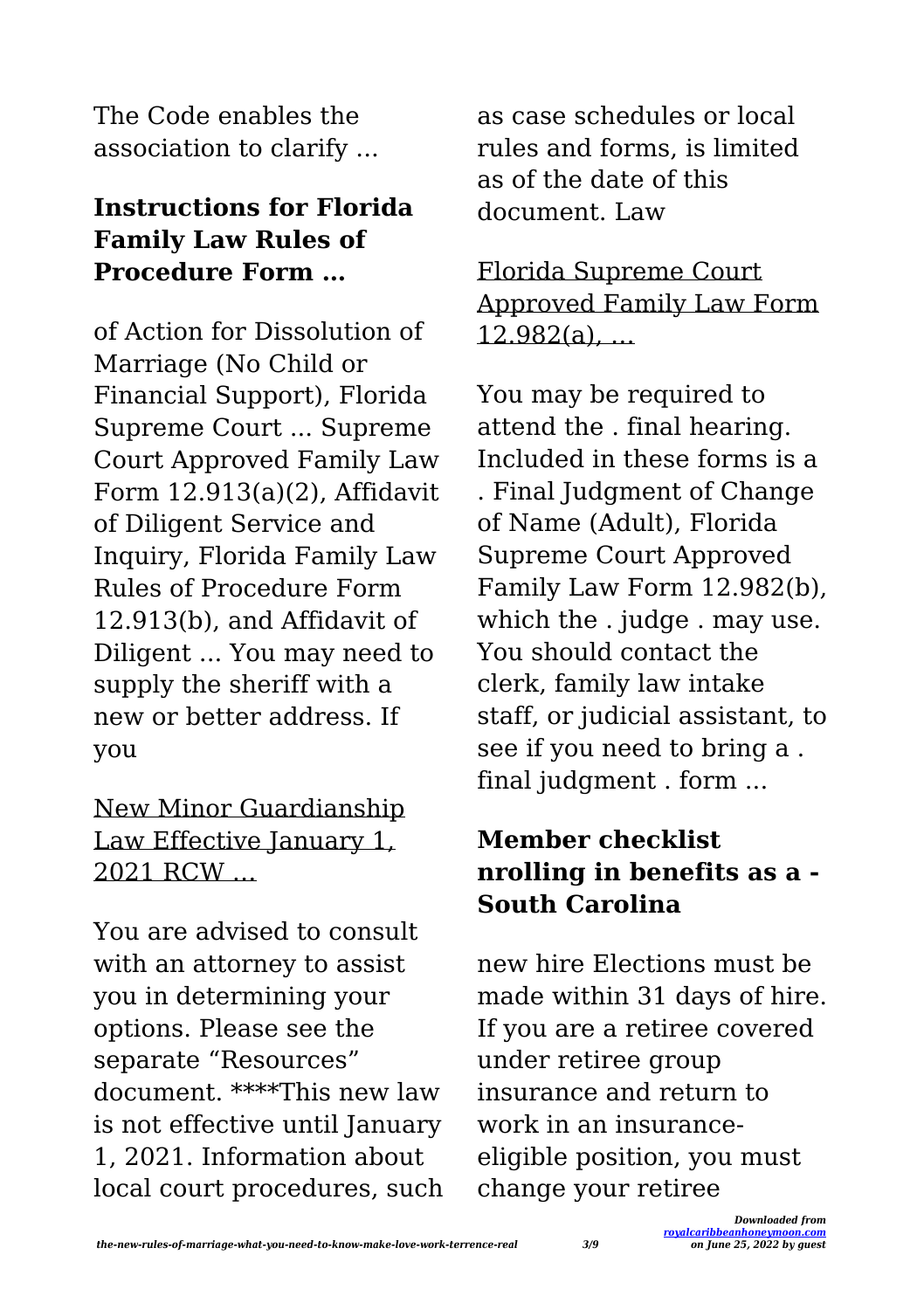The Code enables the association to clarify ...

## Instructions for Florida Family Law Rules of Procedure Form …

of Action for Dissolution of Marriage (No Child or Financial Support), Florida Supreme Court ... Supreme Court Approved Family Law Form 12.913(a)(2), Affidavit of Diligent Service and Inquiry, Florida Family Law Rules of Procedure Form 12.913(b), and Affidavit of Diligent ... You may need to supply the sheriff with a new or better address. If you

New Minor Guardianship Law Effective January 1, 2021 RCW ...

You are advised to consult with an attorney to assist you in determining your options. Please see the separate "Resources" document. ****This new law is not effective until January 1, 2021. Information about local court procedures, such as case schedules or local rules and forms, is limited as of the date of this document. Law

Florida Supreme Court Approved Family Law Form 12.982(a), ...

You may be required to attend the . final hearing. Included in these forms is a . Final Judgment of Change of Name (Adult), Florida Supreme Court Approved Family Law Form 12.982(b), which the . judge . may use. You should contact the clerk, family law intake staff, or judicial assistant, to see if you need to bring a . final judgment . form ...

## Member checklist nrolling in benefits as a - South Carolina

new hire Elections must be made within 31 days of hire. If you are a retiree covered under retiree group insurance and return to work in an insurance-eligible position, you must change your retiree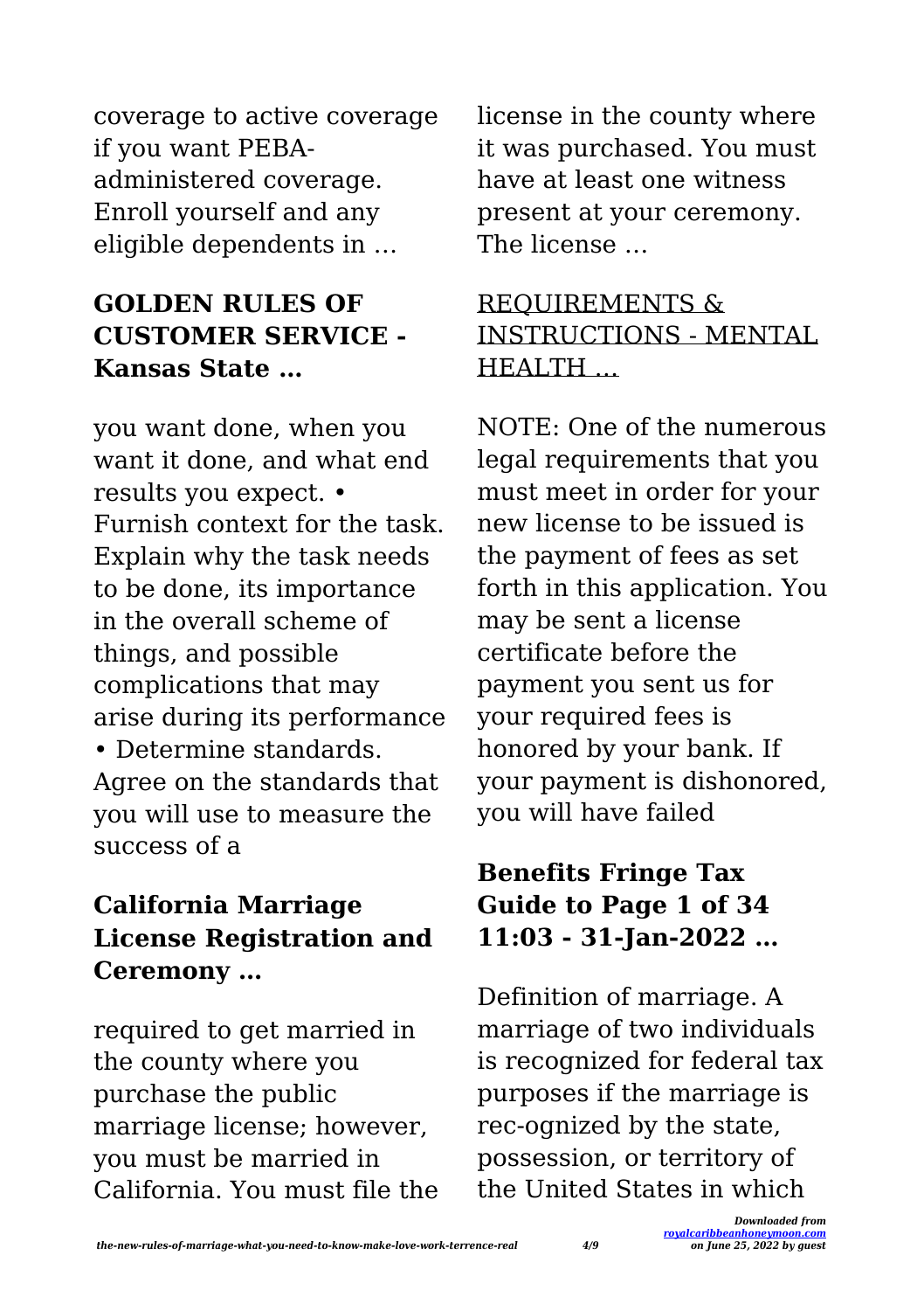coverage to active coverage if you want PEBA-administered coverage. Enroll yourself and any eligible dependents in …

## GOLDEN RULES OF CUSTOMER SERVICE - Kansas State …

you want done, when you want it done, and what end results you expect. • Furnish context for the task. Explain why the task needs to be done, its importance in the overall scheme of things, and possible complications that may arise during its performance • Determine standards. Agree on the standards that you will use to measure the success of a

## California Marriage License Registration and Ceremony …

required to get married in the county where you purchase the public marriage license; however, you must be married in California. You must file the license in the county where it was purchased. You must have at least one witness present at your ceremony. The license …

## REQUIREMENTS & INSTRUCTIONS - MENTAL HEALTH …

NOTE: One of the numerous legal requirements that you must meet in order for your new license to be issued is the payment of fees as set forth in this application. You may be sent a license certificate before the payment you sent us for your required fees is honored by your bank. If your payment is dishonored, you will have failed

## Benefits Fringe Tax Guide to Page 1 of 34 11:03 - 31-Jan-2022 …

Definition of marriage. A marriage of two individuals is recognized for federal tax purposes if the marriage is rec-ognized by the state, possession, or territory of the United States in which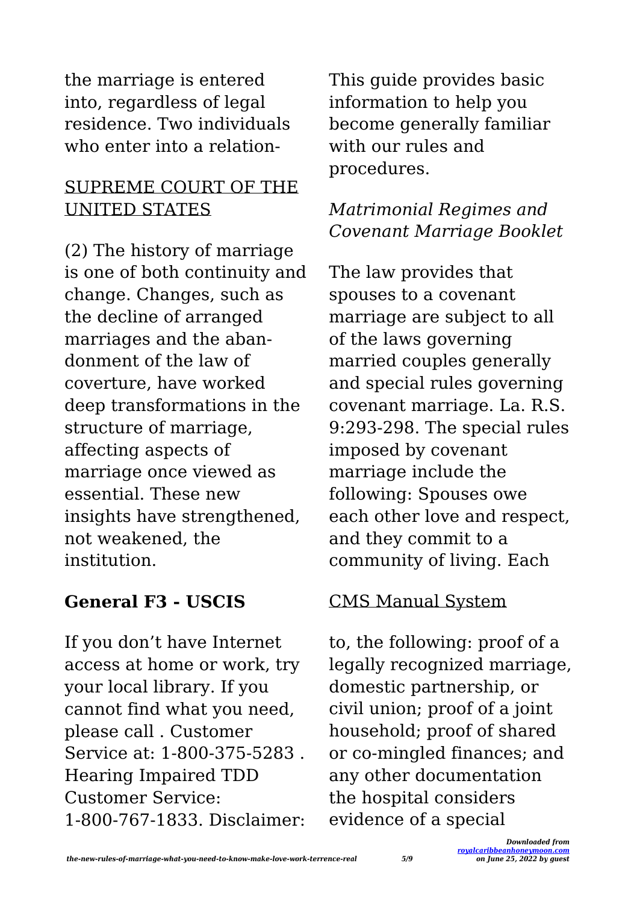the marriage is entered into, regardless of legal residence. Two individuals who enter into a relation-

SUPREME COURT OF THE UNITED STATES

(2) The history of marriage is one of both continuity and change. Changes, such as the decline of arranged marriages and the abandonment of the law of coverture, have worked deep transformations in the structure of marriage, affecting aspects of marriage once viewed as essential. These new insights have strengthened, not weakened, the institution.

## General F3 - USCIS

If you don't have Internet access at home or work, try your local library. If you cannot find what you need, please call . Customer Service at: 1-800-375-5283 . Hearing Impaired TDD Customer Service: 1-800-767-1833. Disclaimer: This guide provides basic information to help you become generally familiar with our rules and procedures.

*Matrimonial Regimes and Covenant Marriage Booklet*

The law provides that spouses to a covenant marriage are subject to all of the laws governing married couples generally and special rules governing covenant marriage. La. R.S. 9:293-298. The special rules imposed by covenant marriage include the following: Spouses owe each other love and respect, and they commit to a community of living. Each

CMS Manual System

to, the following: proof of a legally recognized marriage, domestic partnership, or civil union; proof of a joint household; proof of shared or co-mingled finances; and any other documentation the hospital considers evidence of a special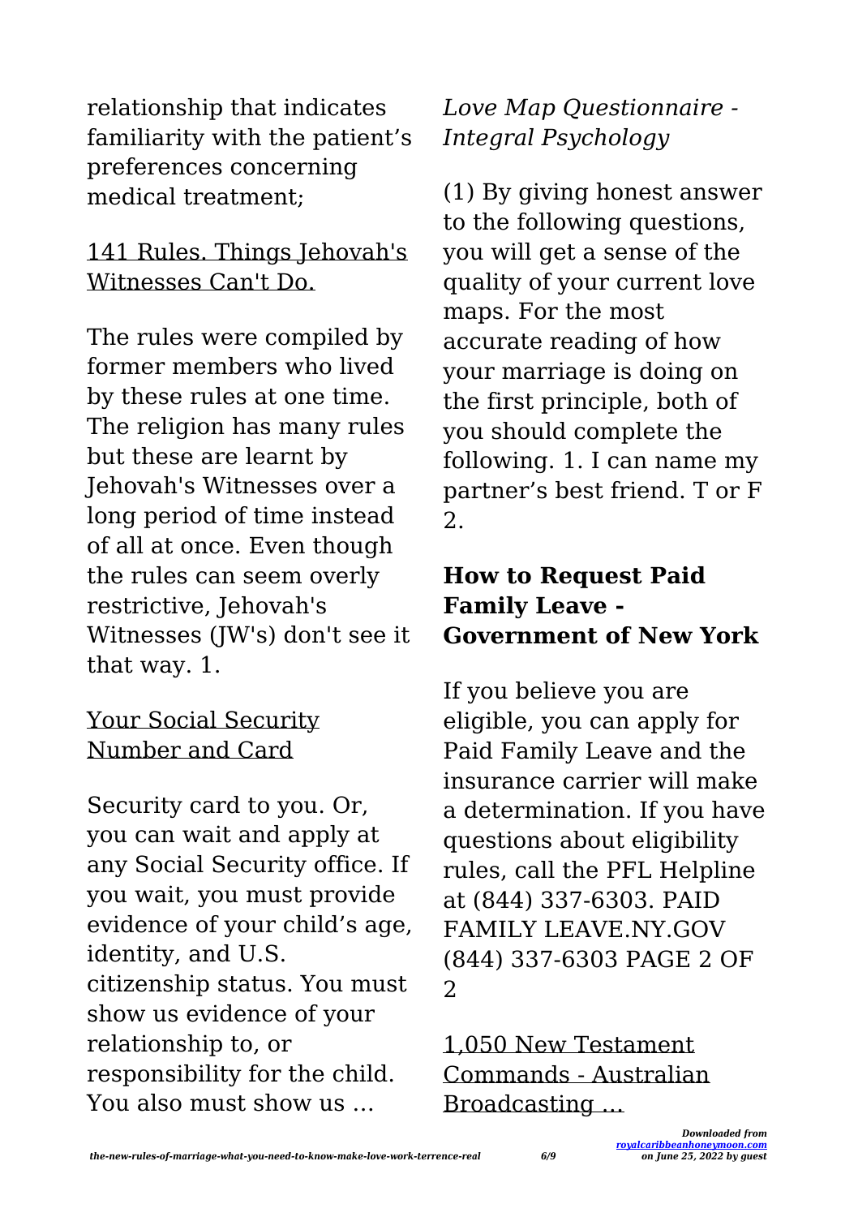relationship that indicates familiarity with the patient's preferences concerning medical treatment;

141 Rules. Things Jehovah's Witnesses Can't Do.

The rules were compiled by former members who lived by these rules at one time. The religion has many rules but these are learnt by Jehovah's Witnesses over a long period of time instead of all at once. Even though the rules can seem overly restrictive, Jehovah's Witnesses (JW's) don't see it that way. 1.

Your Social Security Number and Card

Security card to you. Or, you can wait and apply at any Social Security office. If you wait, you must provide evidence of your child's age, identity, and U.S. citizenship status. You must show us evidence of your relationship to, or responsibility for the child. You also must show us …

*Love Map Questionnaire - Integral Psychology*

(1) By giving honest answer to the following questions, you will get a sense of the quality of your current love maps. For the most accurate reading of how your marriage is doing on the first principle, both of you should complete the following. 1. I can name my partner's best friend. T or F 2.

**How to Request Paid Family Leave - Government of New York**

If you believe you are eligible, you can apply for Paid Family Leave and the insurance carrier will make a determination. If you have questions about eligibility rules, call the PFL Helpline at (844) 337-6303. PAID FAMILY LEAVE.NY.GOV (844) 337-6303 PAGE 2 OF 2

1,050 New Testament Commands - Australian Broadcasting …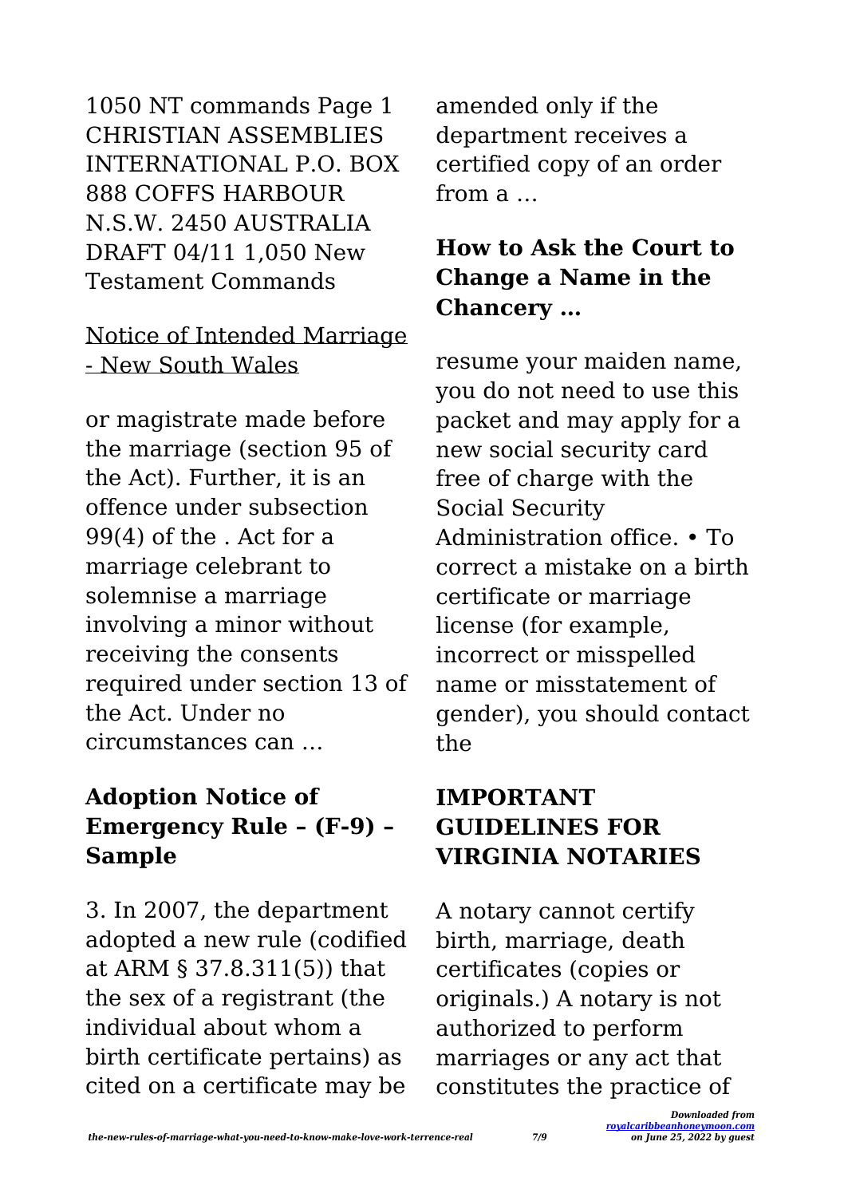1050 NT commands Page 1 CHRISTIAN ASSEMBLIES INTERNATIONAL P.O. BOX 888 COFFS HARBOUR N.S.W. 2450 AUSTRALIA DRAFT 04/11 1,050 New Testament Commands

Notice of Intended Marriage - New South Wales

or magistrate made before the marriage (section 95 of the Act). Further, it is an offence under subsection 99(4) of the . Act for a marriage celebrant to solemnise a marriage involving a minor without receiving the consents required under section 13 of the Act. Under no circumstances can …

## Adoption Notice of Emergency Rule – (F-9) – Sample

3. In 2007, the department adopted a new rule (codified at ARM § 37.8.311(5)) that the sex of a registrant (the individual about whom a birth certificate pertains) as cited on a certificate may be amended only if the department receives a certified copy of an order from a …

## How to Ask the Court to Change a Name in the Chancery …

resume your maiden name, you do not need to use this packet and may apply for a new social security card free of charge with the Social Security Administration office. • To correct a mistake on a birth certificate or marriage license (for example, incorrect or misspelled name or misstatement of gender), you should contact the

## IMPORTANT GUIDELINES FOR VIRGINIA NOTARIES

A notary cannot certify birth, marriage, death certificates (copies or originals.) A notary is not authorized to perform marriages or any act that constitutes the practice of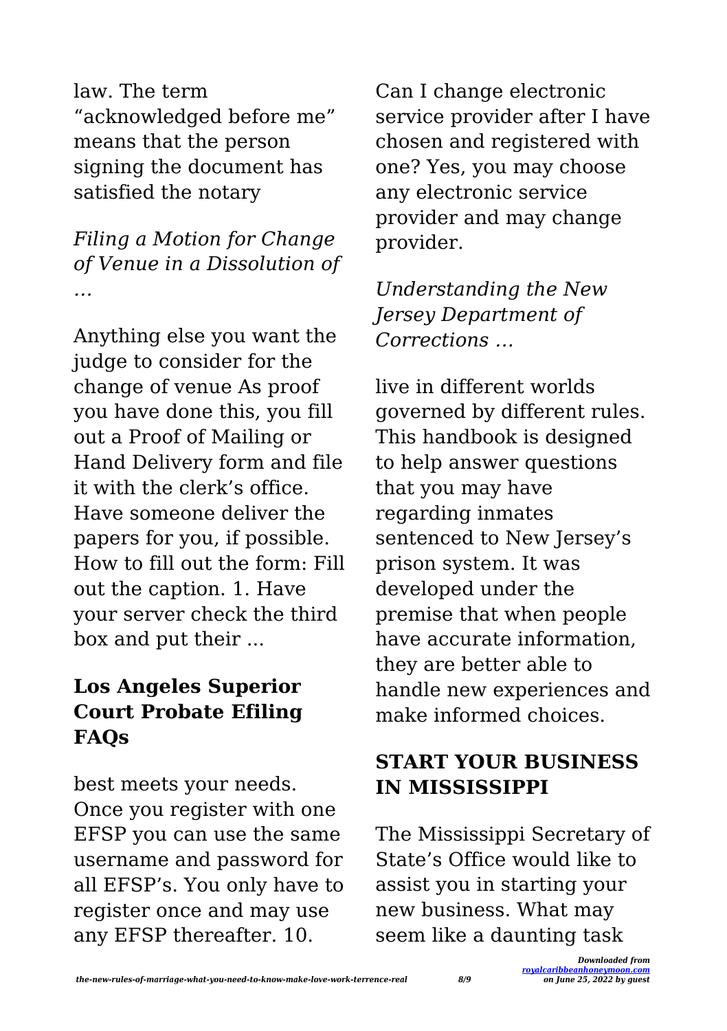law. The term "acknowledged before me" means that the person signing the document has satisfied the notary

*Filing a Motion for Change of Venue in a Dissolution of …*

Anything else you want the judge to consider for the change of venue As proof you have done this, you fill out a Proof of Mailing or Hand Delivery form and file it with the clerk's office. Have someone deliver the papers for you, if possible. How to fill out the form: Fill out the caption. 1. Have your server check the third box and put their ...

## Los Angeles Superior Court Probate Efiling FAQs

best meets your needs. Once you register with one EFSP you can use the same username and password for all EFSP's. You only have to register once and may use any EFSP thereafter. 10. Can I change electronic service provider after I have chosen and registered with one? Yes, you may choose any electronic service provider and may change provider.

*Understanding the New Jersey Department of Corrections …*

live in different worlds governed by different rules. This handbook is designed to help answer questions that you may have regarding inmates sentenced to New Jersey's prison system. It was developed under the premise that when people have accurate information, they are better able to handle new experiences and make informed choices.

## START YOUR BUSINESS IN MISSISSIPPI

The Mississippi Secretary of State's Office would like to assist you in starting your new business. What may seem like a daunting task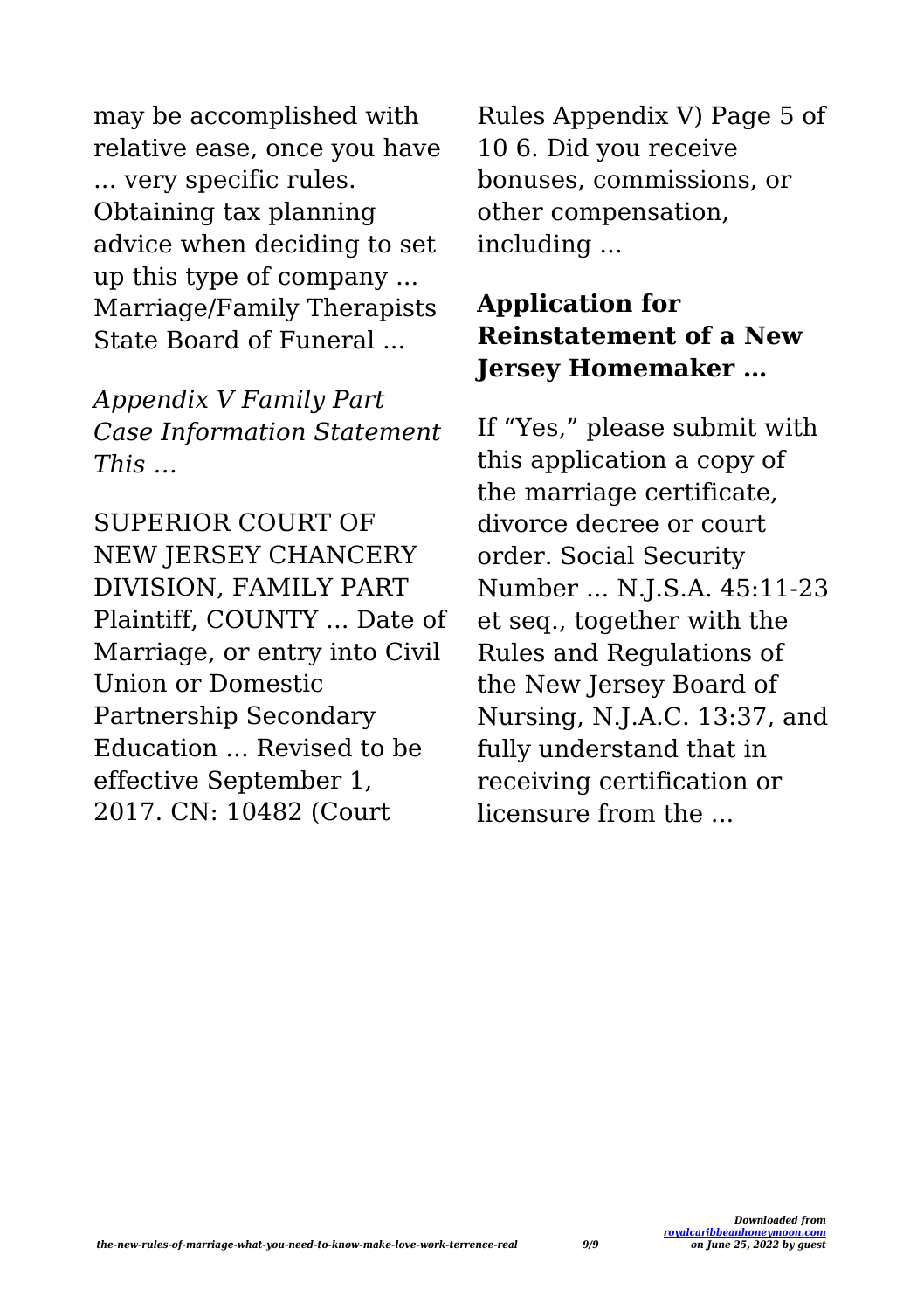may be accomplished with relative ease, once you have ... very specific rules. Obtaining tax planning advice when deciding to set up this type of company ... Marriage/Family Therapists State Board of Funeral ...

*Appendix V Family Part Case Information Statement This …*

SUPERIOR COURT OF NEW JERSEY CHANCERY DIVISION, FAMILY PART Plaintiff, COUNTY ... Date of Marriage, or entry into Civil Union or Domestic Partnership Secondary Education ... Revised to be effective September 1, 2017. CN: 10482 (Court Rules Appendix V) Page 5 of 10 6. Did you receive bonuses, commissions, or other compensation, including ...

### Application for Reinstatement of a New Jersey Homemaker …

If "Yes," please submit with this application a copy of the marriage certificate, divorce decree or court order. Social Security Number ... N.J.S.A. 45:11-23 et seq., together with the Rules and Regulations of the New Jersey Board of Nursing, N.J.A.C. 13:37, and fully understand that in receiving certification or licensure from the ...